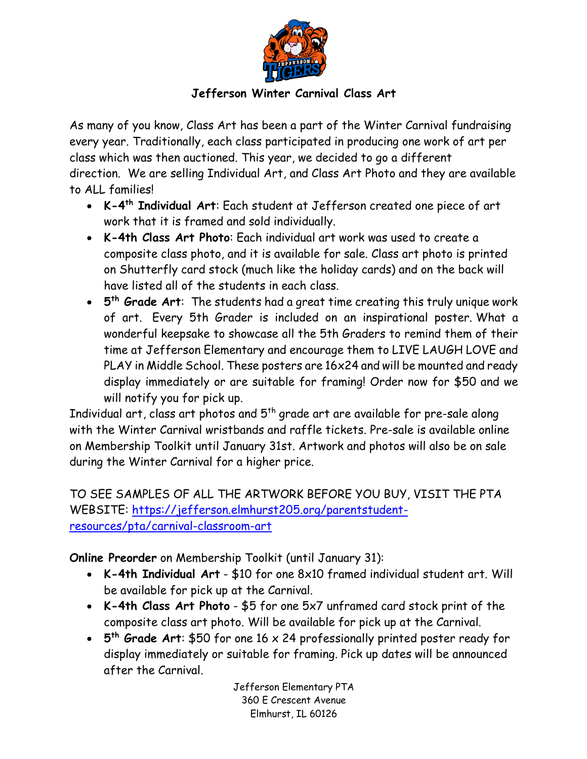# Jefferson Winter Carnival Class Art

As many of you know, Class Art has been a part of the Winter Carnival fundraising every year. Traditionally, each class participated in producing one work of art per class which was then auctioned. This year, we decided to go a different direction. We are selling Individual Art, and Class Art Photo and they are available to ALL families!

- **K-4th Individual Art**: Each student at Jefferson created one piece of art work that it is framed and sold individually.
- **K-4th Class Art Photo**: Each individual art work was used to create a composite class photo, and it is available for sale. Class art photo is printed on Shutterfly card stock (much like the holiday cards) and on the back will have listed all of the students in each class.
- **5th Grade Art**: The students had a great time creating this truly unique work of art. Every 5th Grader is included on an inspirational poster. What a wonderful keepsake to showcase all the 5th Graders to remind them of their time at Jefferson Elementary and encourage them to LIVE LAUGH LOVE and PLAY in Middle School. These posters are 16x24 and will be mounted and ready display immediately or are suitable for framing! Order now for $50 and we will notify you for pick up.

Individual art, class art photos and 5th grade art are available for pre-sale along with the Winter Carnival wristbands and raffle tickets. Pre-sale is available online on Membership Toolkit until January 31st. Artwork and photos will also be on sale during the Winter Carnival for a higher price.

TO SEE SAMPLES OF ALL THE ARTWORK BEFORE YOU BUY, VISIT THE PTA WEBSITE: [https://jefferson.elmhurst205.org/parentstudent-resources/pta/carnival-classroom-art](https://jefferson.elmhurst205.org/parentstudent-resources/pta/carnival-classroom-art)

**Online Preorder** on Membership Toolkit (until January 31):

- **K-4th Individual Art** - $10 for one 8x10 framed individual student art. Will be available for pick up at the Carnival.
- **K-4th Class Art Photo** - $5 for one 5x7 unframed card stock print of the composite class art photo. Will be available for pick up at the Carnival.
- **5th Grade Art**: $50 for one 16 x 24 professionally printed poster ready for display immediately or suitable for framing. Pick up dates will be announced after the Carnival.

Jefferson Elementary PTA
360 E Crescent Avenue
Elmhurst, IL 60126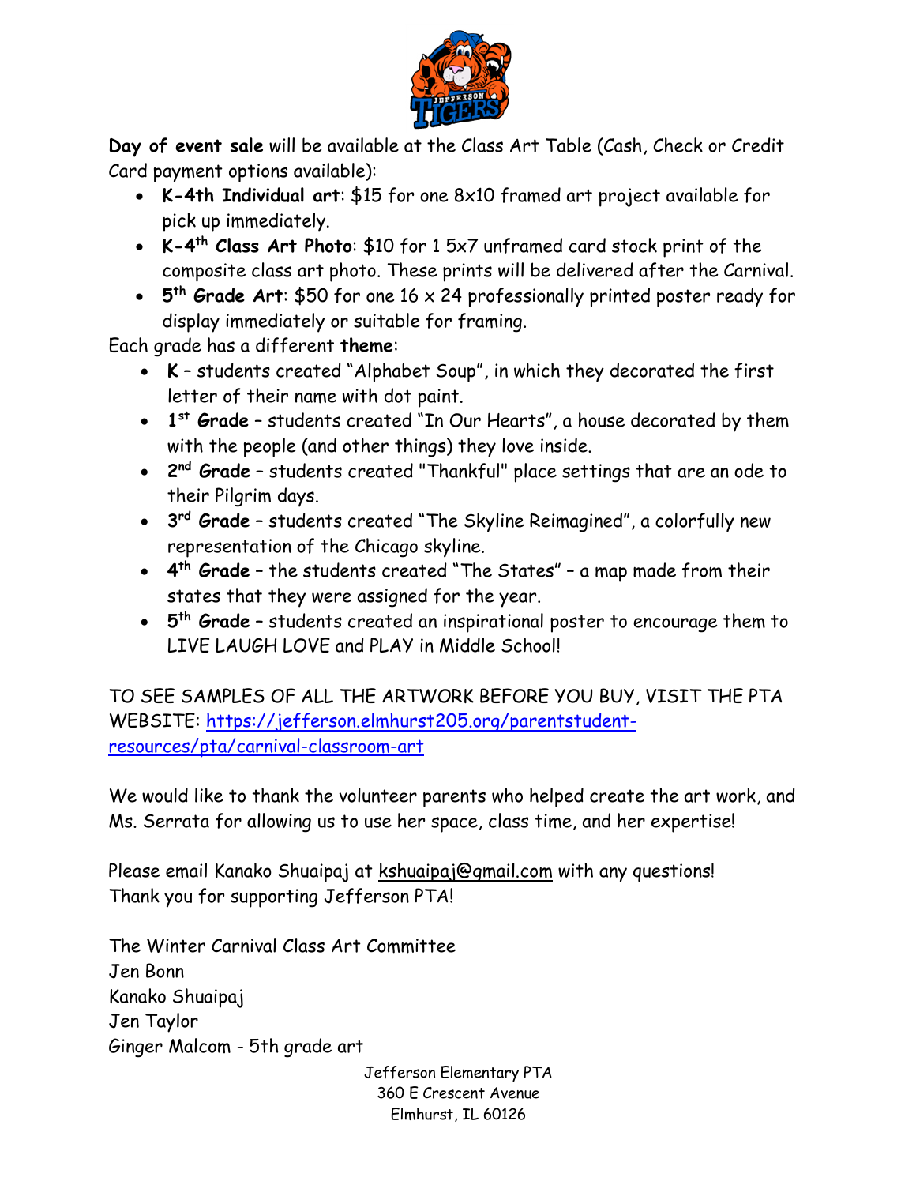**Day of event sale** will be available at the Class Art Table (Cash, Check or Credit Card payment options available):

- **K-4th Individual art**: $15 for one 8x10 framed art project available for pick up immediately.
- **K-4th Class Art Photo**: $10 for 1 5x7 unframed card stock print of the composite class art photo. These prints will be delivered after the Carnival.
- **5th Grade Art**: $50 for one 16 x 24 professionally printed poster ready for display immediately or suitable for framing.

Each grade has a different **theme**:

- **K** – students created "Alphabet Soup", in which they decorated the first letter of their name with dot paint.
- **1st Grade** – students created "In Our Hearts", a house decorated by them with the people (and other things) they love inside.
- **2nd Grade** – students created "Thankful" place settings that are an ode to their Pilgrim days.
- **3rd Grade** – students created "The Skyline Reimagined", a colorfully new representation of the Chicago skyline.
- **4th Grade** – the students created "The States" – a map made from their states that they were assigned for the year.
- **5th Grade** – students created an inspirational poster to encourage them to LIVE LAUGH LOVE and PLAY in Middle School!

TO SEE SAMPLES OF ALL THE ARTWORK BEFORE YOU BUY, VISIT THE PTA WEBSITE: https://jefferson.elmhurst205.org/parentstudent-resources/pta/carnival-classroom-art

We would like to thank the volunteer parents who helped create the art work, and Ms. Serrata for allowing us to use her space, class time, and her expertise!

Please email Kanako Shuaipaj at kshuaipaj@gmail.com with any questions!
Thank you for supporting Jefferson PTA!

The Winter Carnival Class Art Committee
Jen Bonn
Kanako Shuaipaj
Jen Taylor
Ginger Malcom - 5th grade art

Jefferson Elementary PTA
360 E Crescent Avenue
Elmhurst, IL 60126